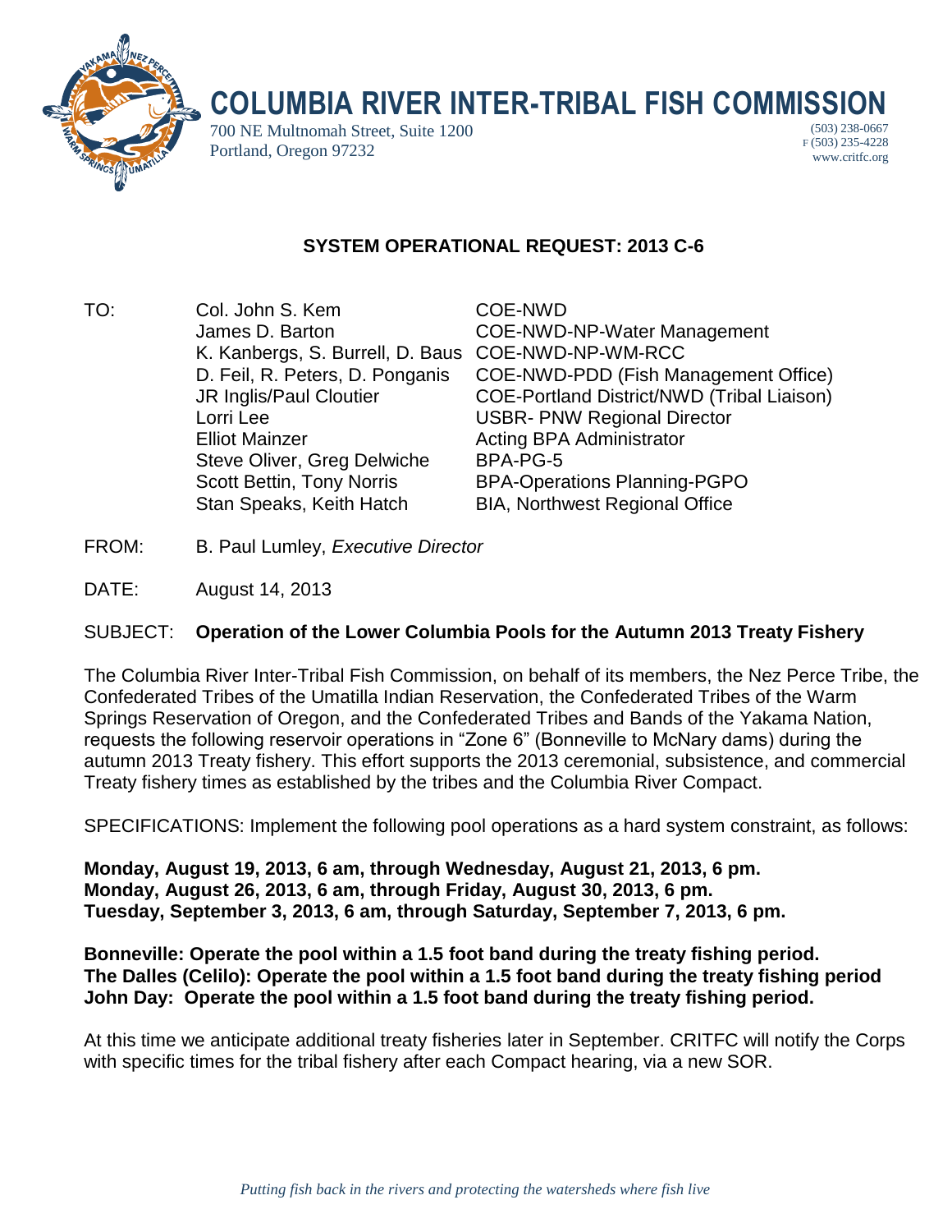# COLUMBIA RIVER INTER-TRIBAL FISH COMMISSION

700 NE Multnomah Street, Suite 1200
Portland, Oregon 97232

(503) 238-0667
F (503) 235-4228
www.critfc.org

## SYSTEM OPERATIONAL REQUEST: 2013 C-6

| TO: | | |
|---|---|---|
| | Col. John S. Kem | COE-NWD |
| | James D. Barton | COE-NWD-NP-Water Management |
| | K. Kanbergs, S. Burrell, D. Baus | COE-NWD-NP-WM-RCC |
| | D. Feil, R. Peters, D. Ponganis | COE-NWD-PDD (Fish Management Office) |
| | JR Inglis/Paul Cloutier | COE-Portland District/NWD (Tribal Liaison) |
| | Lorri Lee | USBR- PNW Regional Director |
| | Elliot Mainzer | Acting BPA Administrator |
| | Steve Oliver, Greg Delwiche | BPA-PG-5 |
| | Scott Bettin, Tony Norris | BPA-Operations Planning-PGPO |
| | Stan Speaks, Keith Hatch | BIA, Northwest Regional Office |

FROM: B. Paul Lumley, *Executive Director*

DATE: August 14, 2013

SUBJECT: **Operation of the Lower Columbia Pools for the Autumn 2013 Treaty Fishery**

The Columbia River Inter-Tribal Fish Commission, on behalf of its members, the Nez Perce Tribe, the Confederated Tribes of the Umatilla Indian Reservation, the Confederated Tribes of the Warm Springs Reservation of Oregon, and the Confederated Tribes and Bands of the Yakama Nation, requests the following reservoir operations in "Zone 6" (Bonneville to McNary dams) during the autumn 2013 Treaty fishery. This effort supports the 2013 ceremonial, subsistence, and commercial Treaty fishery times as established by the tribes and the Columbia River Compact.

SPECIFICATIONS: Implement the following pool operations as a hard system constraint, as follows:

**Monday, August 19, 2013, 6 am, through Wednesday, August 21, 2013, 6 pm.**
**Monday, August 26, 2013, 6 am, through Friday, August 30, 2013, 6 pm.**
**Tuesday, September 3, 2013, 6 am, through Saturday, September 7, 2013, 6 pm.**

**Bonneville: Operate the pool within a 1.5 foot band during the treaty fishing period.**
**The Dalles (Celilo): Operate the pool within a 1.5 foot band during the treaty fishing period**
**John Day: Operate the pool within a 1.5 foot band during the treaty fishing period.**

At this time we anticipate additional treaty fisheries later in September. CRITFC will notify the Corps with specific times for the tribal fishery after each Compact hearing, via a new SOR.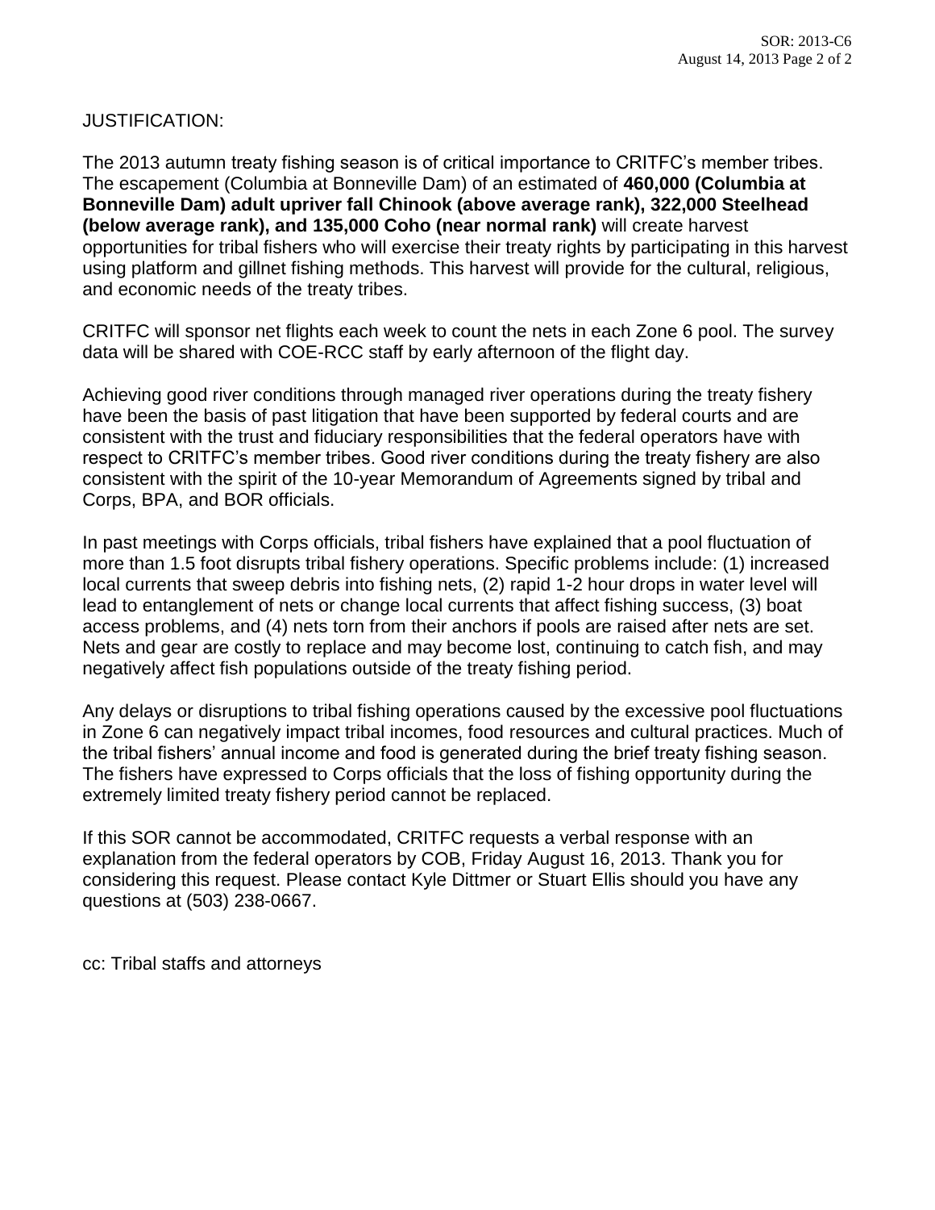JUSTIFICATION:

The 2013 autumn treaty fishing season is of critical importance to CRITFC's member tribes. The escapement (Columbia at Bonneville Dam) of an estimated of **460,000 (Columbia at Bonneville Dam) adult upriver fall Chinook (above average rank), 322,000 Steelhead (below average rank), and 135,000 Coho (near normal rank)** will create harvest opportunities for tribal fishers who will exercise their treaty rights by participating in this harvest using platform and gillnet fishing methods. This harvest will provide for the cultural, religious, and economic needs of the treaty tribes.

CRITFC will sponsor net flights each week to count the nets in each Zone 6 pool. The survey data will be shared with COE-RCC staff by early afternoon of the flight day.

Achieving good river conditions through managed river operations during the treaty fishery have been the basis of past litigation that have been supported by federal courts and are consistent with the trust and fiduciary responsibilities that the federal operators have with respect to CRITFC's member tribes. Good river conditions during the treaty fishery are also consistent with the spirit of the 10-year Memorandum of Agreements signed by tribal and Corps, BPA, and BOR officials.

In past meetings with Corps officials, tribal fishers have explained that a pool fluctuation of more than 1.5 foot disrupts tribal fishery operations. Specific problems include: (1) increased local currents that sweep debris into fishing nets, (2) rapid 1-2 hour drops in water level will lead to entanglement of nets or change local currents that affect fishing success, (3) boat access problems, and (4) nets torn from their anchors if pools are raised after nets are set. Nets and gear are costly to replace and may become lost, continuing to catch fish, and may negatively affect fish populations outside of the treaty fishing period.

Any delays or disruptions to tribal fishing operations caused by the excessive pool fluctuations in Zone 6 can negatively impact tribal incomes, food resources and cultural practices. Much of the tribal fishers' annual income and food is generated during the brief treaty fishing season. The fishers have expressed to Corps officials that the loss of fishing opportunity during the extremely limited treaty fishery period cannot be replaced.

If this SOR cannot be accommodated, CRITFC requests a verbal response with an explanation from the federal operators by COB, Friday August 16, 2013. Thank you for considering this request. Please contact Kyle Dittmer or Stuart Ellis should you have any questions at (503) 238-0667.

cc: Tribal staffs and attorneys